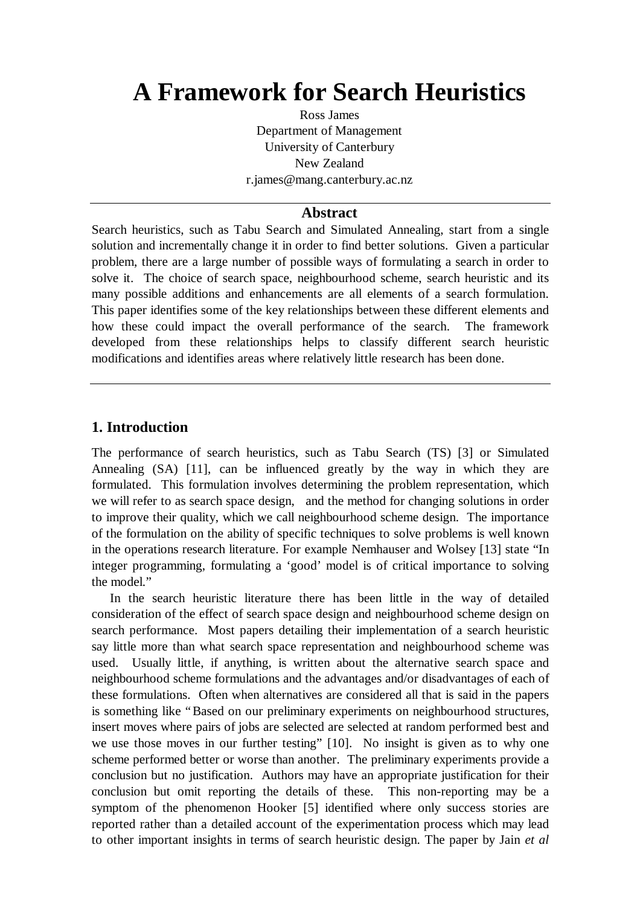# A Framework for Search Heuristics

Ross James
Department of Management
University of Canterbury
New Zealand
r.james@mang.canterbury.ac.nz

## Abstract

Search heuristics, such as Tabu Search and Simulated Annealing, start from a single solution and incrementally change it in order to find better solutions. Given a particular problem, there are a large number of possible ways of formulating a search in order to solve it. The choice of search space, neighbourhood scheme, search heuristic and its many possible additions and enhancements are all elements of a search formulation. This paper identifies some of the key relationships between these different elements and how these could impact the overall performance of the search. The framework developed from these relationships helps to classify different search heuristic modifications and identifies areas where relatively little research has been done.

## 1. Introduction

The performance of search heuristics, such as Tabu Search (TS) [3] or Simulated Annealing (SA) [11], can be influenced greatly by the way in which they are formulated. This formulation involves determining the problem representation, which we will refer to as search space design, and the method for changing solutions in order to improve their quality, which we call neighbourhood scheme design. The importance of the formulation on the ability of specific techniques to solve problems is well known in the operations research literature. For example Nemhauser and Wolsey [13] state "In integer programming, formulating a 'good' model is of critical importance to solving the model."

In the search heuristic literature there has been little in the way of detailed consideration of the effect of search space design and neighbourhood scheme design on search performance. Most papers detailing their implementation of a search heuristic say little more than what search space representation and neighbourhood scheme was used. Usually little, if anything, is written about the alternative search space and neighbourhood scheme formulations and the advantages and/or disadvantages of each of these formulations. Often when alternatives are considered all that is said in the papers is something like "Based on our preliminary experiments on neighbourhood structures, insert moves where pairs of jobs are selected are selected at random performed best and we use those moves in our further testing" [10]. No insight is given as to why one scheme performed better or worse than another. The preliminary experiments provide a conclusion but no justification. Authors may have an appropriate justification for their conclusion but omit reporting the details of these. This non-reporting may be a symptom of the phenomenon Hooker [5] identified where only success stories are reported rather than a detailed account of the experimentation process which may lead to other important insights in terms of search heuristic design. The paper by Jain *et al*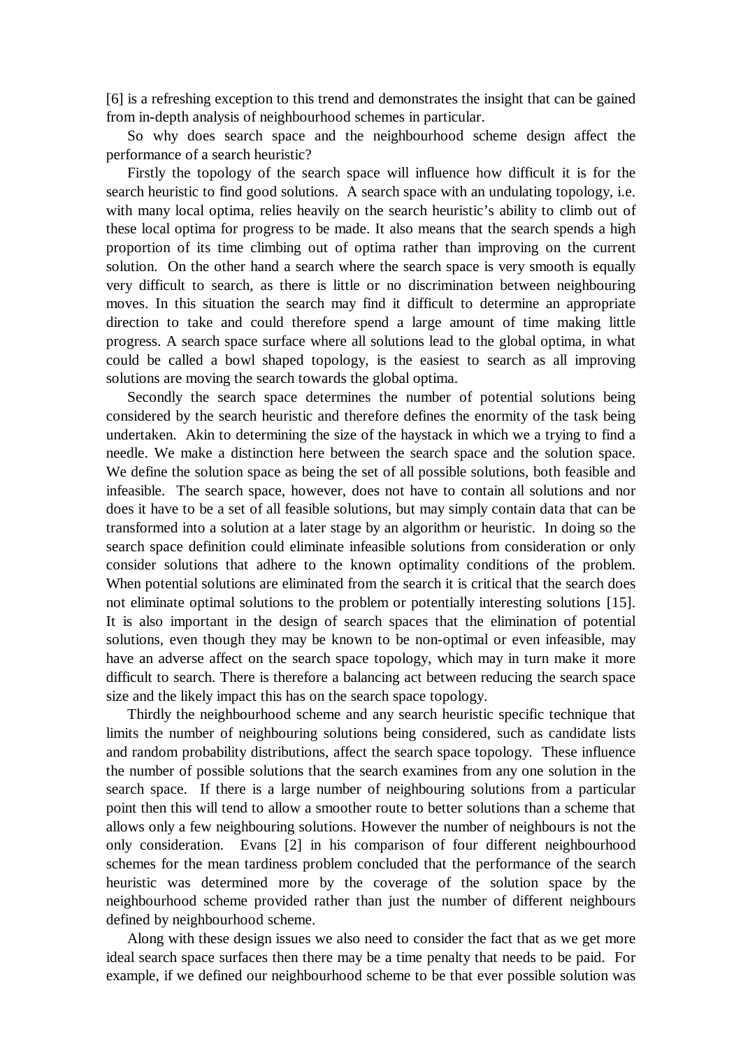[6] is a refreshing exception to this trend and demonstrates the insight that can be gained from in-depth analysis of neighbourhood schemes in particular.

So why does search space and the neighbourhood scheme design affect the performance of a search heuristic?

Firstly the topology of the search space will influence how difficult it is for the search heuristic to find good solutions. A search space with an undulating topology, i.e. with many local optima, relies heavily on the search heuristic's ability to climb out of these local optima for progress to be made. It also means that the search spends a high proportion of its time climbing out of optima rather than improving on the current solution. On the other hand a search where the search space is very smooth is equally very difficult to search, as there is little or no discrimination between neighbouring moves. In this situation the search may find it difficult to determine an appropriate direction to take and could therefore spend a large amount of time making little progress. A search space surface where all solutions lead to the global optima, in what could be called a bowl shaped topology, is the easiest to search as all improving solutions are moving the search towards the global optima.

Secondly the search space determines the number of potential solutions being considered by the search heuristic and therefore defines the enormity of the task being undertaken. Akin to determining the size of the haystack in which we a trying to find a needle. We make a distinction here between the search space and the solution space. We define the solution space as being the set of all possible solutions, both feasible and infeasible. The search space, however, does not have to contain all solutions and nor does it have to be a set of all feasible solutions, but may simply contain data that can be transformed into a solution at a later stage by an algorithm or heuristic. In doing so the search space definition could eliminate infeasible solutions from consideration or only consider solutions that adhere to the known optimality conditions of the problem. When potential solutions are eliminated from the search it is critical that the search does not eliminate optimal solutions to the problem or potentially interesting solutions [15]. It is also important in the design of search spaces that the elimination of potential solutions, even though they may be known to be non-optimal or even infeasible, may have an adverse affect on the search space topology, which may in turn make it more difficult to search. There is therefore a balancing act between reducing the search space size and the likely impact this has on the search space topology.

Thirdly the neighbourhood scheme and any search heuristic specific technique that limits the number of neighbouring solutions being considered, such as candidate lists and random probability distributions, affect the search space topology. These influence the number of possible solutions that the search examines from any one solution in the search space. If there is a large number of neighbouring solutions from a particular point then this will tend to allow a smoother route to better solutions than a scheme that allows only a few neighbouring solutions. However the number of neighbours is not the only consideration. Evans [2] in his comparison of four different neighbourhood schemes for the mean tardiness problem concluded that the performance of the search heuristic was determined more by the coverage of the solution space by the neighbourhood scheme provided rather than just the number of different neighbours defined by neighbourhood scheme.

Along with these design issues we also need to consider the fact that as we get more ideal search space surfaces then there may be a time penalty that needs to be paid. For example, if we defined our neighbourhood scheme to be that ever possible solution was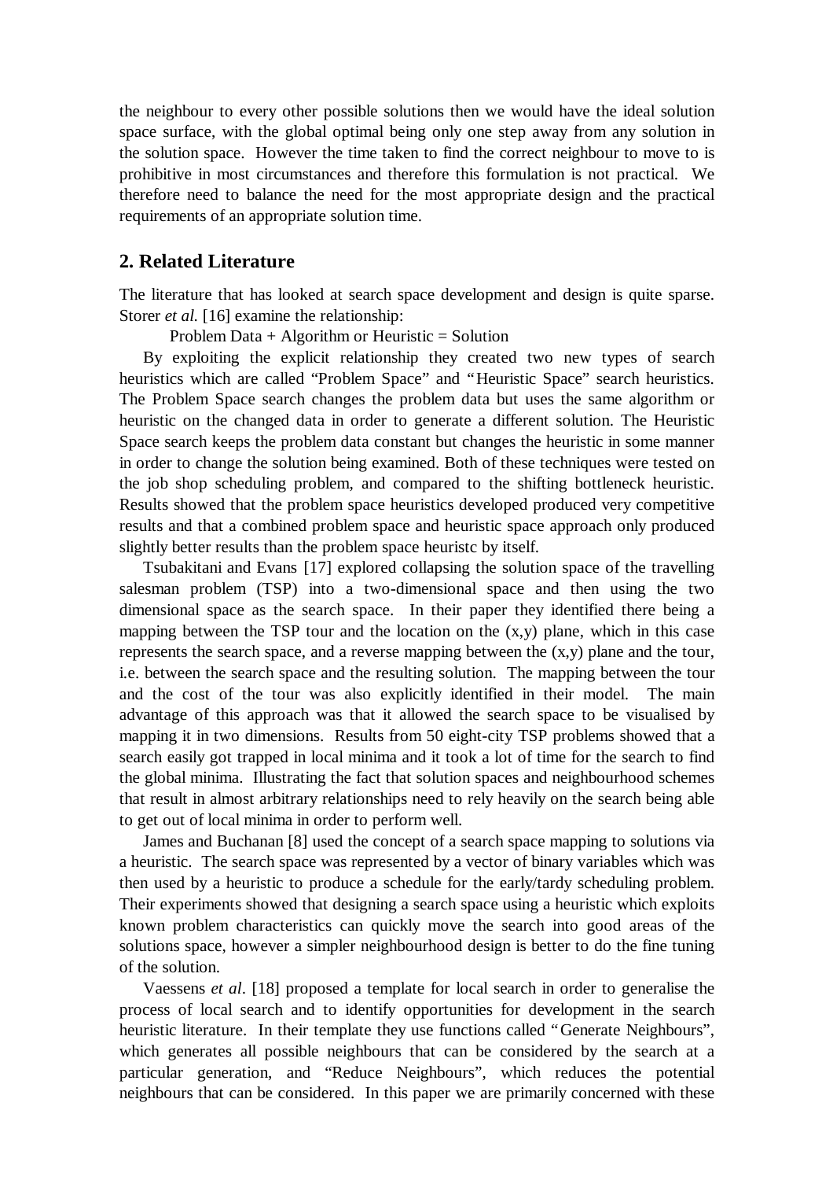the neighbour to every other possible solutions then we would have the ideal solution space surface, with the global optimal being only one step away from any solution in the solution space. However the time taken to find the correct neighbour to move to is prohibitive in most circumstances and therefore this formulation is not practical. We therefore need to balance the need for the most appropriate design and the practical requirements of an appropriate solution time.

## 2. Related Literature

The literature that has looked at search space development and design is quite sparse. Storer *et al.* [16] examine the relationship:

Problem Data + Algorithm or Heuristic = Solution

By exploiting the explicit relationship they created two new types of search heuristics which are called "Problem Space" and "Heuristic Space" search heuristics. The Problem Space search changes the problem data but uses the same algorithm or heuristic on the changed data in order to generate a different solution. The Heuristic Space search keeps the problem data constant but changes the heuristic in some manner in order to change the solution being examined. Both of these techniques were tested on the job shop scheduling problem, and compared to the shifting bottleneck heuristic. Results showed that the problem space heuristics developed produced very competitive results and that a combined problem space and heuristic space approach only produced slightly better results than the problem space heuristc by itself.

Tsubakitani and Evans [17] explored collapsing the solution space of the travelling salesman problem (TSP) into a two-dimensional space and then using the two dimensional space as the search space. In their paper they identified there being a mapping between the TSP tour and the location on the (x,y) plane, which in this case represents the search space, and a reverse mapping between the (x,y) plane and the tour, i.e. between the search space and the resulting solution. The mapping between the tour and the cost of the tour was also explicitly identified in their model. The main advantage of this approach was that it allowed the search space to be visualised by mapping it in two dimensions. Results from 50 eight-city TSP problems showed that a search easily got trapped in local minima and it took a lot of time for the search to find the global minima. Illustrating the fact that solution spaces and neighbourhood schemes that result in almost arbitrary relationships need to rely heavily on the search being able to get out of local minima in order to perform well.

James and Buchanan [8] used the concept of a search space mapping to solutions via a heuristic. The search space was represented by a vector of binary variables which was then used by a heuristic to produce a schedule for the early/tardy scheduling problem. Their experiments showed that designing a search space using a heuristic which exploits known problem characteristics can quickly move the search into good areas of the solutions space, however a simpler neighbourhood design is better to do the fine tuning of the solution.

Vaessens *et al*. [18] proposed a template for local search in order to generalise the process of local search and to identify opportunities for development in the search heuristic literature. In their template they use functions called "Generate Neighbours", which generates all possible neighbours that can be considered by the search at a particular generation, and "Reduce Neighbours", which reduces the potential neighbours that can be considered. In this paper we are primarily concerned with these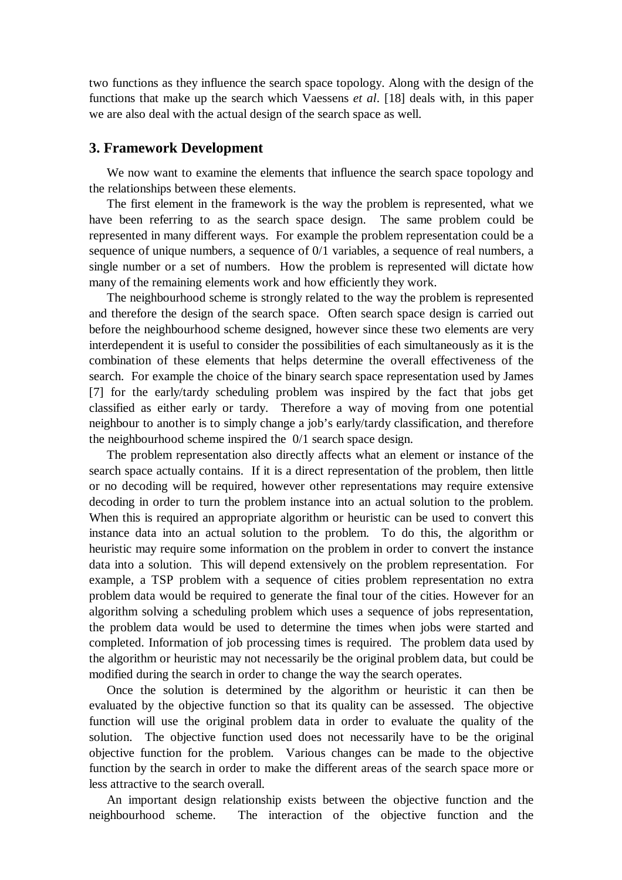two functions as they influence the search space topology. Along with the design of the functions that make up the search which Vaessens *et al*. [18] deals with, in this paper we are also deal with the actual design of the search space as well.

## 3. Framework Development

We now want to examine the elements that influence the search space topology and the relationships between these elements.

The first element in the framework is the way the problem is represented, what we have been referring to as the search space design. The same problem could be represented in many different ways. For example the problem representation could be a sequence of unique numbers, a sequence of 0/1 variables, a sequence of real numbers, a single number or a set of numbers. How the problem is represented will dictate how many of the remaining elements work and how efficiently they work.

The neighbourhood scheme is strongly related to the way the problem is represented and therefore the design of the search space. Often search space design is carried out before the neighbourhood scheme designed, however since these two elements are very interdependent it is useful to consider the possibilities of each simultaneously as it is the combination of these elements that helps determine the overall effectiveness of the search. For example the choice of the binary search space representation used by James [7] for the early/tardy scheduling problem was inspired by the fact that jobs get classified as either early or tardy. Therefore a way of moving from one potential neighbour to another is to simply change a job's early/tardy classification, and therefore the neighbourhood scheme inspired the 0/1 search space design.

The problem representation also directly affects what an element or instance of the search space actually contains. If it is a direct representation of the problem, then little or no decoding will be required, however other representations may require extensive decoding in order to turn the problem instance into an actual solution to the problem. When this is required an appropriate algorithm or heuristic can be used to convert this instance data into an actual solution to the problem. To do this, the algorithm or heuristic may require some information on the problem in order to convert the instance data into a solution. This will depend extensively on the problem representation. For example, a TSP problem with a sequence of cities problem representation no extra problem data would be required to generate the final tour of the cities. However for an algorithm solving a scheduling problem which uses a sequence of jobs representation, the problem data would be used to determine the times when jobs were started and completed. Information of job processing times is required. The problem data used by the algorithm or heuristic may not necessarily be the original problem data, but could be modified during the search in order to change the way the search operates.

Once the solution is determined by the algorithm or heuristic it can then be evaluated by the objective function so that its quality can be assessed. The objective function will use the original problem data in order to evaluate the quality of the solution. The objective function used does not necessarily have to be the original objective function for the problem. Various changes can be made to the objective function by the search in order to make the different areas of the search space more or less attractive to the search overall.

An important design relationship exists between the objective function and the neighbourhood scheme. The interaction of the objective function and the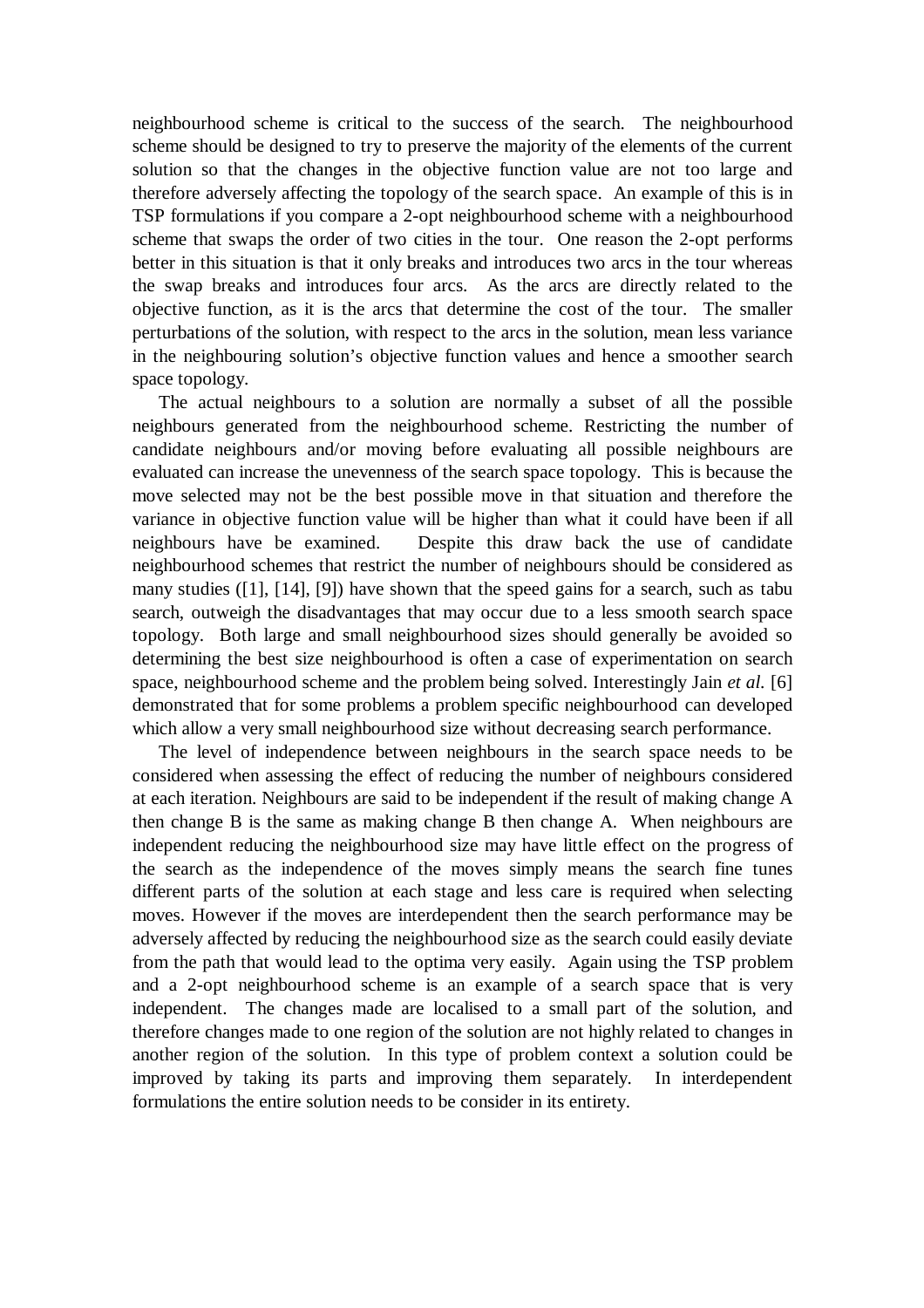neighbourhood scheme is critical to the success of the search. The neighbourhood scheme should be designed to try to preserve the majority of the elements of the current solution so that the changes in the objective function value are not too large and therefore adversely affecting the topology of the search space. An example of this is in TSP formulations if you compare a 2-opt neighbourhood scheme with a neighbourhood scheme that swaps the order of two cities in the tour. One reason the 2-opt performs better in this situation is that it only breaks and introduces two arcs in the tour whereas the swap breaks and introduces four arcs. As the arcs are directly related to the objective function, as it is the arcs that determine the cost of the tour. The smaller perturbations of the solution, with respect to the arcs in the solution, mean less variance in the neighbouring solution's objective function values and hence a smoother search space topology.

The actual neighbours to a solution are normally a subset of all the possible neighbours generated from the neighbourhood scheme. Restricting the number of candidate neighbours and/or moving before evaluating all possible neighbours are evaluated can increase the unevenness of the search space topology. This is because the move selected may not be the best possible move in that situation and therefore the variance in objective function value will be higher than what it could have been if all neighbours have be examined. Despite this draw back the use of candidate neighbourhood schemes that restrict the number of neighbours should be considered as many studies ([1], [14], [9]) have shown that the speed gains for a search, such as tabu search, outweigh the disadvantages that may occur due to a less smooth search space topology. Both large and small neighbourhood sizes should generally be avoided so determining the best size neighbourhood is often a case of experimentation on search space, neighbourhood scheme and the problem being solved. Interestingly Jain *et al.* [6] demonstrated that for some problems a problem specific neighbourhood can developed which allow a very small neighbourhood size without decreasing search performance.

The level of independence between neighbours in the search space needs to be considered when assessing the effect of reducing the number of neighbours considered at each iteration. Neighbours are said to be independent if the result of making change A then change B is the same as making change B then change A. When neighbours are independent reducing the neighbourhood size may have little effect on the progress of the search as the independence of the moves simply means the search fine tunes different parts of the solution at each stage and less care is required when selecting moves. However if the moves are interdependent then the search performance may be adversely affected by reducing the neighbourhood size as the search could easily deviate from the path that would lead to the optima very easily. Again using the TSP problem and a 2-opt neighbourhood scheme is an example of a search space that is very independent. The changes made are localised to a small part of the solution, and therefore changes made to one region of the solution are not highly related to changes in another region of the solution. In this type of problem context a solution could be improved by taking its parts and improving them separately. In interdependent formulations the entire solution needs to be consider in its entirety.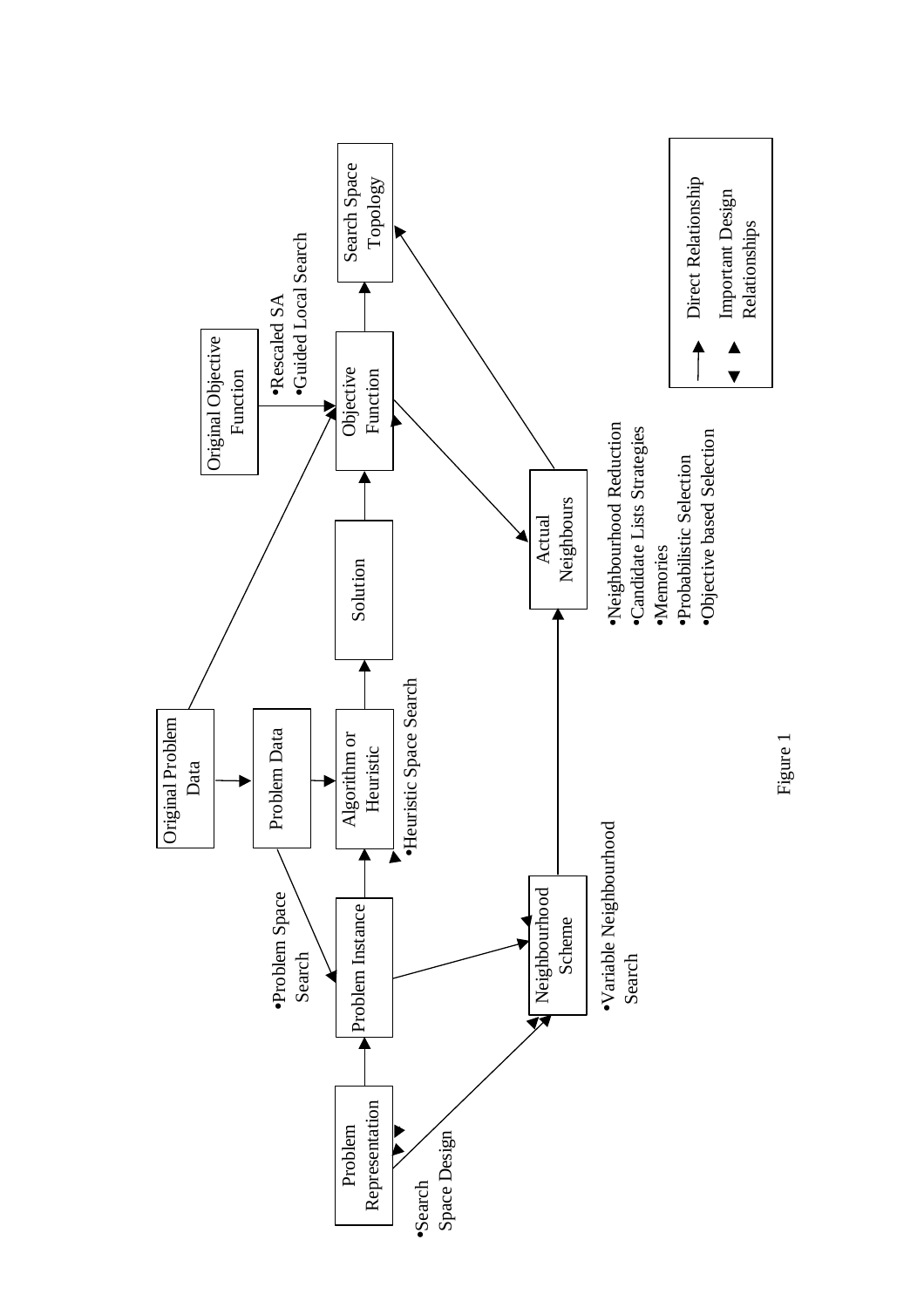Problem Representation

•Search Space Design

Problem Instance

•Problem Space Search

Original Problem Data

Problem Data

Algorithm or Heuristic

•Heuristic Space Search

Solution

Objective Function

•Rescaled SA
•Guided Local Search

Original Objective Function

Search Space Topology

Neighbourhood Scheme

•Variable Neighbourhood Search

Actual Neighbours

•Neighbourhood Reduction
•Candidate Lists Strategies
•Memories
•Probabilistic Selection
•Objective based Selection

Direct Relationship

Important Design Relationships

Figure 1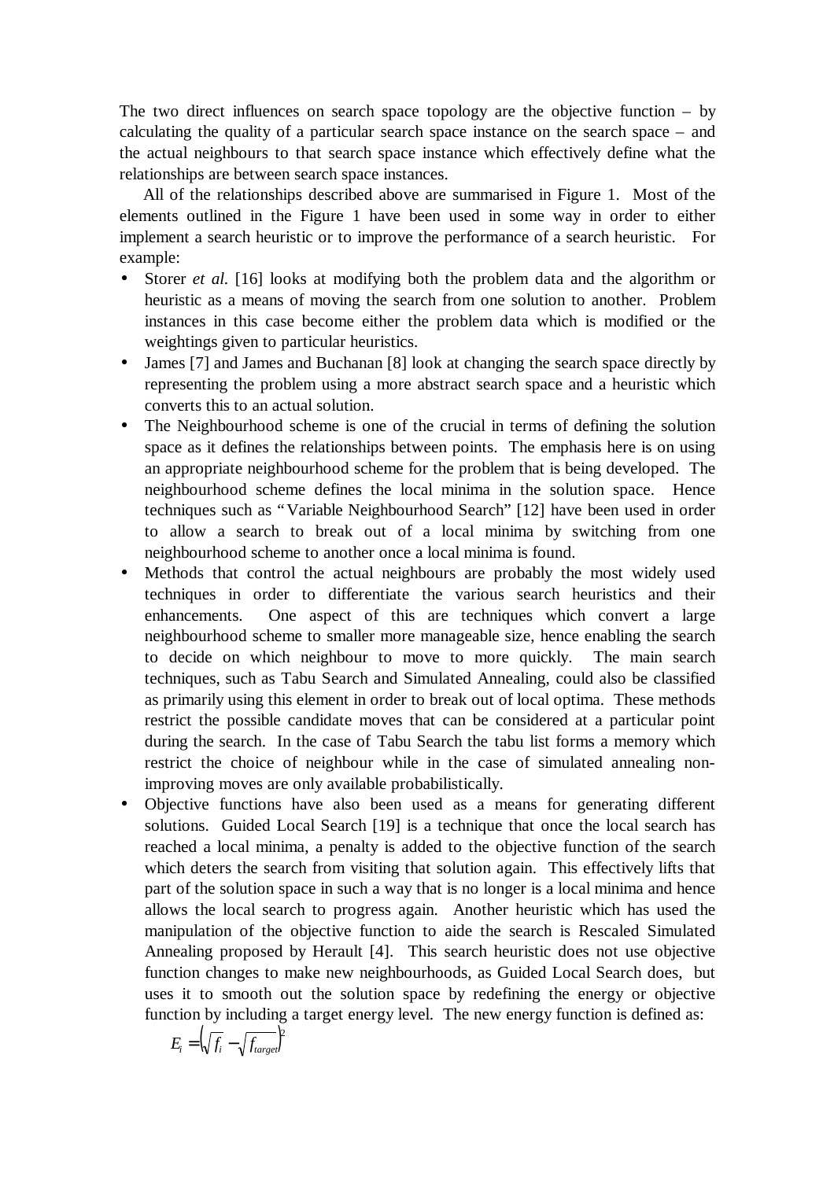The two direct influences on search space topology are the objective function – by calculating the quality of a particular search space instance on the search space – and the actual neighbours to that search space instance which effectively define what the relationships are between search space instances.

All of the relationships described above are summarised in Figure 1. Most of the elements outlined in the Figure 1 have been used in some way in order to either implement a search heuristic or to improve the performance of a search heuristic. For example:

- Storer *et al.* [16] looks at modifying both the problem data and the algorithm or heuristic as a means of moving the search from one solution to another. Problem instances in this case become either the problem data which is modified or the weightings given to particular heuristics.
- James [7] and James and Buchanan [8] look at changing the search space directly by representing the problem using a more abstract search space and a heuristic which converts this to an actual solution.
- The Neighbourhood scheme is one of the crucial in terms of defining the solution space as it defines the relationships between points. The emphasis here is on using an appropriate neighbourhood scheme for the problem that is being developed. The neighbourhood scheme defines the local minima in the solution space. Hence techniques such as "Variable Neighbourhood Search" [12] have been used in order to allow a search to break out of a local minima by switching from one neighbourhood scheme to another once a local minima is found.
- Methods that control the actual neighbours are probably the most widely used techniques in order to differentiate the various search heuristics and their enhancements. One aspect of this are techniques which convert a large neighbourhood scheme to smaller more manageable size, hence enabling the search to decide on which neighbour to move to more quickly. The main search techniques, such as Tabu Search and Simulated Annealing, could also be classified as primarily using this element in order to break out of local optima. These methods restrict the possible candidate moves that can be considered at a particular point during the search. In the case of Tabu Search the tabu list forms a memory which restrict the choice of neighbour while in the case of simulated annealing non-improving moves are only available probabilistically.
- Objective functions have also been used as a means for generating different solutions. Guided Local Search [19] is a technique that once the local search has reached a local minima, a penalty is added to the objective function of the search which deters the search from visiting that solution again. This effectively lifts that part of the solution space in such a way that is no longer is a local minima and hence allows the local search to progress again. Another heuristic which has used the manipulation of the objective function to aide the search is Rescaled Simulated Annealing proposed by Herault [4]. This search heuristic does not use objective function changes to make new neighbourhoods, as Guided Local Search does, but uses it to smooth out the solution space by redefining the energy or objective function by including a target energy level. The new energy function is defined as:

$$E_i = \left(\sqrt{f_i} - \sqrt{f_{target}}\right)^2$$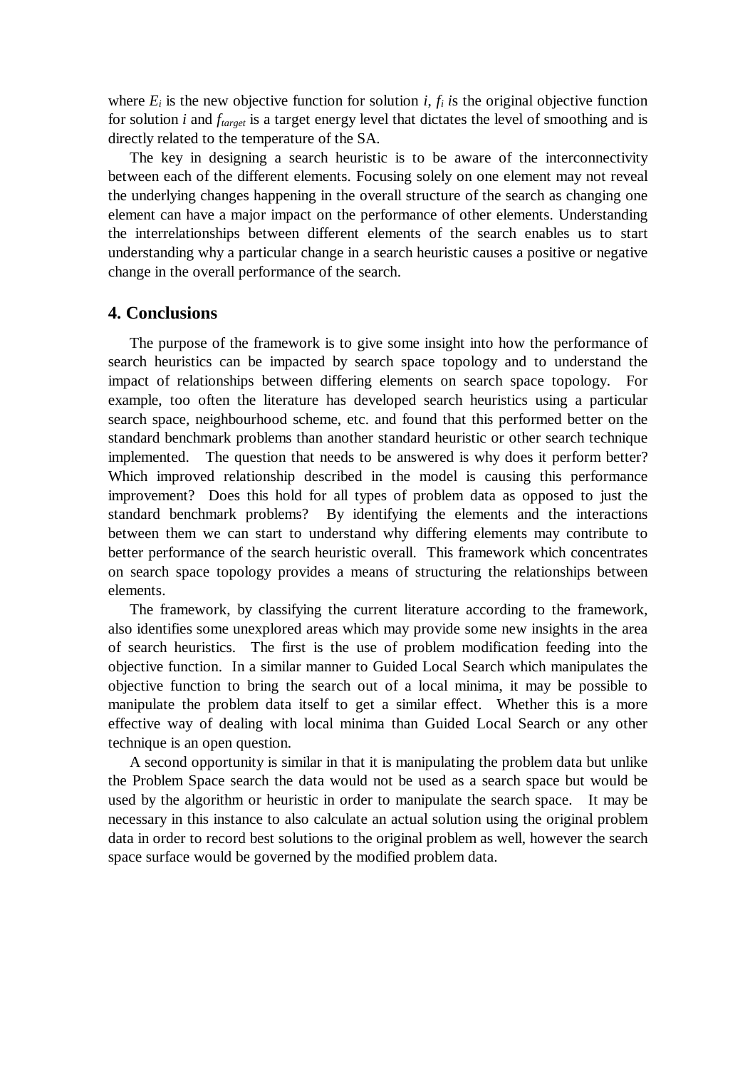where $E_i$ is the new objective function for solution $i$, $f_i$ is the original objective function for solution $i$ and $f_{target}$ is a target energy level that dictates the level of smoothing and is directly related to the temperature of the SA.

The key in designing a search heuristic is to be aware of the interconnectivity between each of the different elements. Focusing solely on one element may not reveal the underlying changes happening in the overall structure of the search as changing one element can have a major impact on the performance of other elements. Understanding the interrelationships between different elements of the search enables us to start understanding why a particular change in a search heuristic causes a positive or negative change in the overall performance of the search.

## 4. Conclusions

The purpose of the framework is to give some insight into how the performance of search heuristics can be impacted by search space topology and to understand the impact of relationships between differing elements on search space topology. For example, too often the literature has developed search heuristics using a particular search space, neighbourhood scheme, etc. and found that this performed better on the standard benchmark problems than another standard heuristic or other search technique implemented. The question that needs to be answered is why does it perform better? Which improved relationship described in the model is causing this performance improvement? Does this hold for all types of problem data as opposed to just the standard benchmark problems? By identifying the elements and the interactions between them we can start to understand why differing elements may contribute to better performance of the search heuristic overall. This framework which concentrates on search space topology provides a means of structuring the relationships between elements.

The framework, by classifying the current literature according to the framework, also identifies some unexplored areas which may provide some new insights in the area of search heuristics. The first is the use of problem modification feeding into the objective function. In a similar manner to Guided Local Search which manipulates the objective function to bring the search out of a local minima, it may be possible to manipulate the problem data itself to get a similar effect. Whether this is a more effective way of dealing with local minima than Guided Local Search or any other technique is an open question.

A second opportunity is similar in that it is manipulating the problem data but unlike the Problem Space search the data would not be used as a search space but would be used by the algorithm or heuristic in order to manipulate the search space. It may be necessary in this instance to also calculate an actual solution using the original problem data in order to record best solutions to the original problem as well, however the search space surface would be governed by the modified problem data.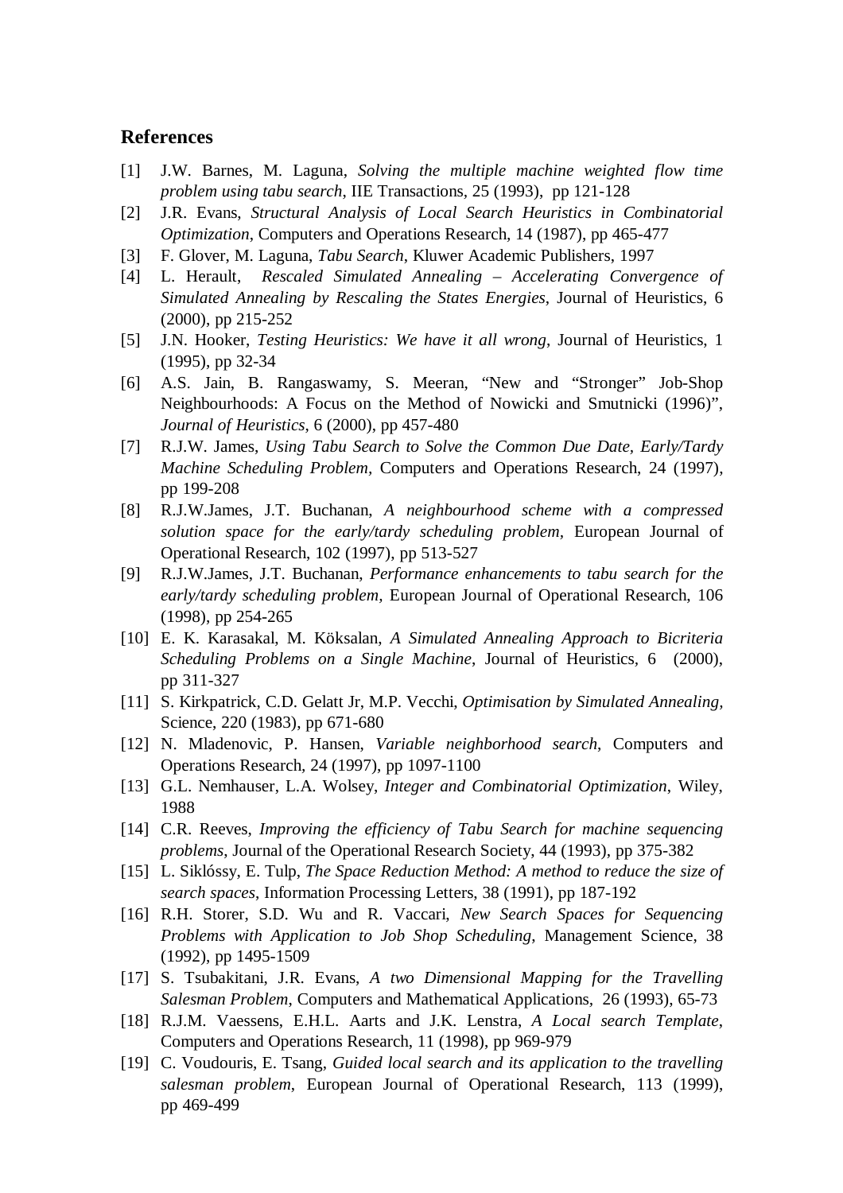## References

[1] J.W. Barnes, M. Laguna, *Solving the multiple machine weighted flow time problem using tabu search*, IIE Transactions, 25 (1993), pp 121-128

[2] J.R. Evans, *Structural Analysis of Local Search Heuristics in Combinatorial Optimization*, Computers and Operations Research, 14 (1987), pp 465-477

[3] F. Glover, M. Laguna, *Tabu Search*, Kluwer Academic Publishers, 1997

[4] L. Herault, *Rescaled Simulated Annealing – Accelerating Convergence of Simulated Annealing by Rescaling the States Energies*, Journal of Heuristics, 6 (2000), pp 215-252

[5] J.N. Hooker, *Testing Heuristics: We have it all wrong*, Journal of Heuristics, 1 (1995), pp 32-34

[6] A.S. Jain, B. Rangaswamy, S. Meeran, "New and "Stronger" Job-Shop Neighbourhoods: A Focus on the Method of Nowicki and Smutnicki (1996)", *Journal of Heuristics*, 6 (2000), pp 457-480

[7] R.J.W. James, *Using Tabu Search to Solve the Common Due Date, Early/Tardy Machine Scheduling Problem*, Computers and Operations Research, 24 (1997), pp 199-208

[8] R.J.W.James, J.T. Buchanan, *A neighbourhood scheme with a compressed solution space for the early/tardy scheduling problem*, European Journal of Operational Research, 102 (1997), pp 513-527

[9] R.J.W.James, J.T. Buchanan, *Performance enhancements to tabu search for the early/tardy scheduling problem*, European Journal of Operational Research, 106 (1998), pp 254-265

[10] E. K. Karasakal, M. Köksalan, *A Simulated Annealing Approach to Bicriteria Scheduling Problems on a Single Machine*, Journal of Heuristics, 6 (2000), pp 311-327

[11] S. Kirkpatrick, C.D. Gelatt Jr, M.P. Vecchi, *Optimisation by Simulated Annealing*, Science, 220 (1983), pp 671-680

[12] N. Mladenovic, P. Hansen, *Variable neighborhood search*, Computers and Operations Research, 24 (1997), pp 1097-1100

[13] G.L. Nemhauser, L.A. Wolsey, *Integer and Combinatorial Optimization*, Wiley, 1988

[14] C.R. Reeves, *Improving the efficiency of Tabu Search for machine sequencing problems*, Journal of the Operational Research Society, 44 (1993), pp 375-382

[15] L. Siklóssy, E. Tulp, *The Space Reduction Method: A method to reduce the size of search spaces*, Information Processing Letters, 38 (1991), pp 187-192

[16] R.H. Storer, S.D. Wu and R. Vaccari, *New Search Spaces for Sequencing Problems with Application to Job Shop Scheduling*, Management Science, 38 (1992), pp 1495-1509

[17] S. Tsubakitani, J.R. Evans, *A two Dimensional Mapping for the Travelling Salesman Problem*, Computers and Mathematical Applications, 26 (1993), 65-73

[18] R.J.M. Vaessens, E.H.L. Aarts and J.K. Lenstra, *A Local search Template*, Computers and Operations Research, 11 (1998), pp 969-979

[19] C. Voudouris, E. Tsang, *Guided local search and its application to the travelling salesman problem*, European Journal of Operational Research, 113 (1999), pp 469-499